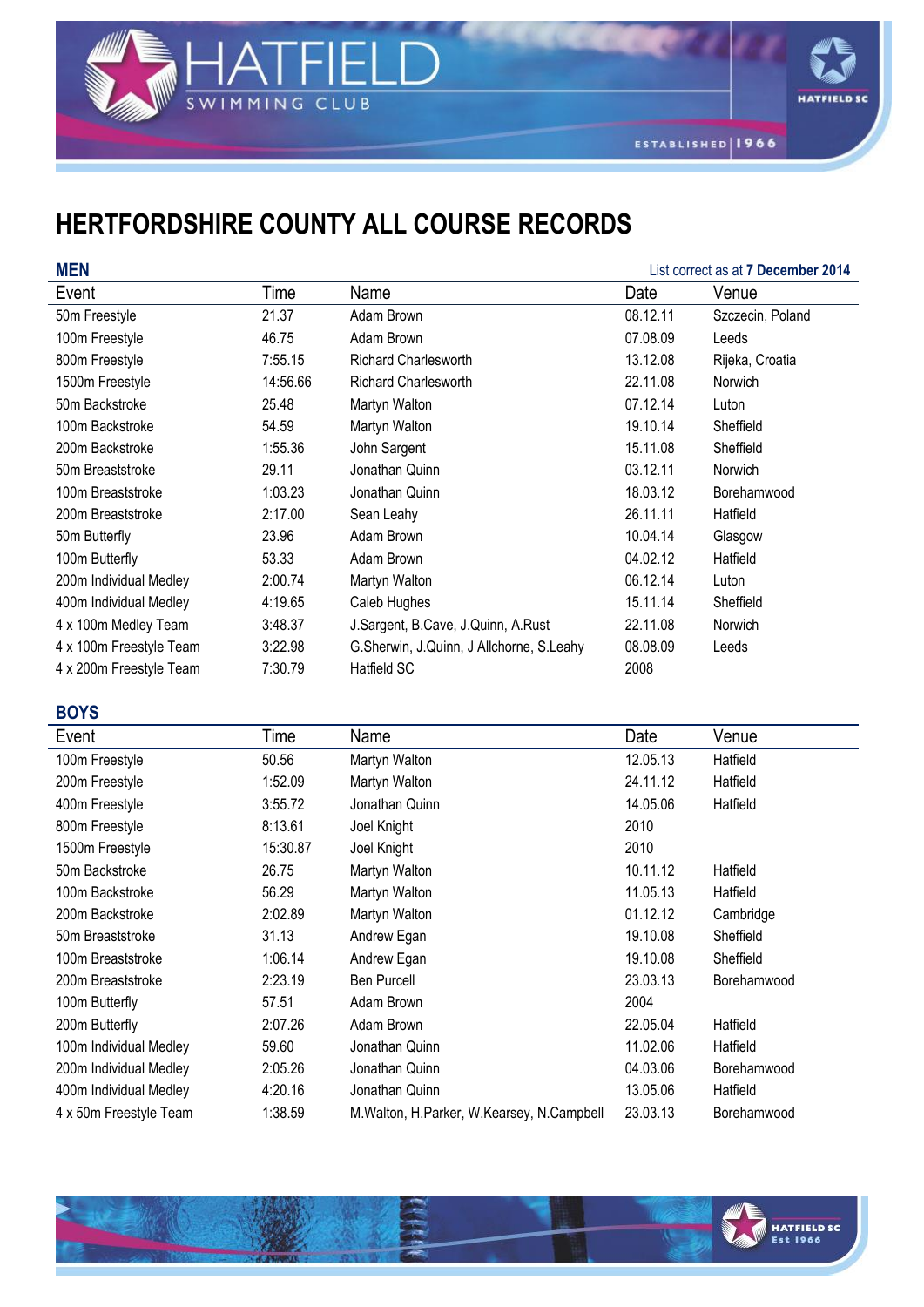# HERTFORDSHIRE COUNTY ALL COURSE RECORDS

## MEN

List correct as at **7 December 2014**

| Event | Time | Name | Date | Venue |
|---|---|---|---|---|
| 50m Freestyle | 21.37 | Adam Brown | 08.12.11 | Szczecin, Poland |
| 100m Freestyle | 46.75 | Adam Brown | 07.08.09 | Leeds |
| 800m Freestyle | 7:55.15 | Richard Charlesworth | 13.12.08 | Rijeka, Croatia |
| 1500m Freestyle | 14:56.66 | Richard Charlesworth | 22.11.08 | Norwich |
| 50m Backstroke | 25.48 | Martyn Walton | 07.12.14 | Luton |
| 100m Backstroke | 54.59 | Martyn Walton | 19.10.14 | Sheffield |
| 200m Backstroke | 1:55.36 | John Sargent | 15.11.08 | Sheffield |
| 50m Breaststroke | 29.11 | Jonathan Quinn | 03.12.11 | Norwich |
| 100m Breaststroke | 1:03.23 | Jonathan Quinn | 18.03.12 | Borehamwood |
| 200m Breaststroke | 2:17.00 | Sean Leahy | 26.11.11 | Hatfield |
| 50m Butterfly | 23.96 | Adam Brown | 10.04.14 | Glasgow |
| 100m Butterfly | 53.33 | Adam Brown | 04.02.12 | Hatfield |
| 200m Individual Medley | 2:00.74 | Martyn Walton | 06.12.14 | Luton |
| 400m Individual Medley | 4:19.65 | Caleb Hughes | 15.11.14 | Sheffield |
| 4 x 100m Medley Team | 3:48.37 | J.Sargent, B.Cave, J.Quinn, A.Rust | 22.11.08 | Norwich |
| 4 x 100m Freestyle Team | 3:22.98 | G.Sherwin, J.Quinn, J Allchorne, S.Leahy | 08.08.09 | Leeds |
| 4 x 200m Freestyle Team | 7:30.79 | Hatfield SC | 2008 | |

## BOYS

| Event | Time | Name | Date | Venue |
|---|---|---|---|---|
| 100m Freestyle | 50.56 | Martyn Walton | 12.05.13 | Hatfield |
| 200m Freestyle | 1:52.09 | Martyn Walton | 24.11.12 | Hatfield |
| 400m Freestyle | 3:55.72 | Jonathan Quinn | 14.05.06 | Hatfield |
| 800m Freestyle | 8:13.61 | Joel Knight | 2010 | |
| 1500m Freestyle | 15:30.87 | Joel Knight | 2010 | |
| 50m Backstroke | 26.75 | Martyn Walton | 10.11.12 | Hatfield |
| 100m Backstroke | 56.29 | Martyn Walton | 11.05.13 | Hatfield |
| 200m Backstroke | 2:02.89 | Martyn Walton | 01.12.12 | Cambridge |
| 50m Breaststroke | 31.13 | Andrew Egan | 19.10.08 | Sheffield |
| 100m Breaststroke | 1:06.14 | Andrew Egan | 19.10.08 | Sheffield |
| 200m Breaststroke | 2:23.19 | Ben Purcell | 23.03.13 | Borehamwood |
| 100m Butterfly | 57.51 | Adam Brown | 2004 | |
| 200m Butterfly | 2:07.26 | Adam Brown | 22.05.04 | Hatfield |
| 100m Individual Medley | 59.60 | Jonathan Quinn | 11.02.06 | Hatfield |
| 200m Individual Medley | 2:05.26 | Jonathan Quinn | 04.03.06 | Borehamwood |
| 400m Individual Medley | 4:20.16 | Jonathan Quinn | 13.05.06 | Hatfield |
| 4 x 50m Freestyle Team | 1:38.59 | M.Walton, H.Parker, W.Kearsey, N.Campbell | 23.03.13 | Borehamwood |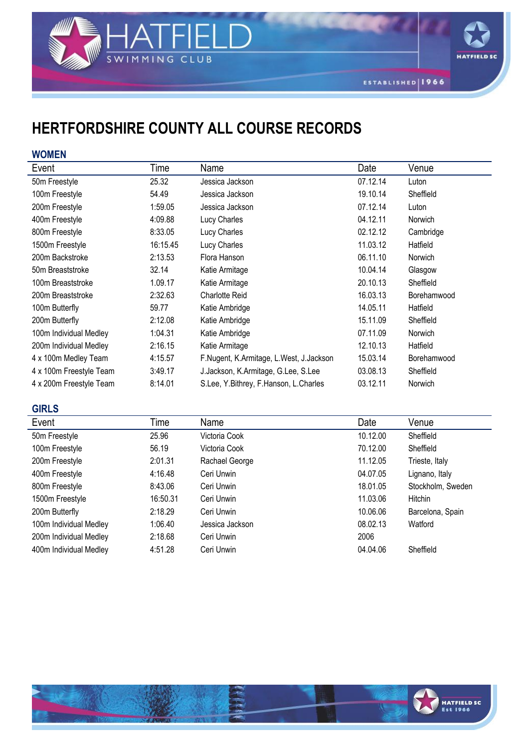# HERTFORDSHIRE COUNTY ALL COURSE RECORDS

## WOMEN

| Event | Time | Name | Date | Venue |
|---|---|---|---|---|
| 50m Freestyle | 25.32 | Jessica Jackson | 07.12.14 | Luton |
| 100m Freestyle | 54.49 | Jessica Jackson | 19.10.14 | Sheffield |
| 200m Freestyle | 1:59.05 | Jessica Jackson | 07.12.14 | Luton |
| 400m Freestyle | 4:09.88 | Lucy Charles | 04.12.11 | Norwich |
| 800m Freestyle | 8:33.05 | Lucy Charles | 02.12.12 | Cambridge |
| 1500m Freestyle | 16:15.45 | Lucy Charles | 11.03.12 | Hatfield |
| 200m Backstroke | 2:13.53 | Flora Hanson | 06.11.10 | Norwich |
| 50m Breaststroke | 32.14 | Katie Armitage | 10.04.14 | Glasgow |
| 100m Breaststroke | 1.09.17 | Katie Armitage | 20.10.13 | Sheffield |
| 200m Breaststroke | 2:32.63 | Charlotte Reid | 16.03.13 | Borehamwood |
| 100m Butterfly | 59.77 | Katie Ambridge | 14.05.11 | Hatfield |
| 200m Butterfly | 2:12.08 | Katie Ambridge | 15.11.09 | Sheffield |
| 100m Individual Medley | 1:04.31 | Katie Ambridge | 07.11.09 | Norwich |
| 200m Individual Medley | 2:16.15 | Katie Armitage | 12.10.13 | Hatfield |
| 4 x 100m Medley Team | 4:15.57 | F.Nugent, K.Armitage, L.West, J.Jackson | 15.03.14 | Borehamwood |
| 4 x 100m Freestyle Team | 3:49.17 | J.Jackson, K.Armitage, G.Lee, S.Lee | 03.08.13 | Sheffield |
| 4 x 200m Freestyle Team | 8:14.01 | S.Lee, Y.Bithrey, F.Hanson, L.Charles | 03.12.11 | Norwich |

## GIRLS

| Event | Time | Name | Date | Venue |
|---|---|---|---|---|
| 50m Freestyle | 25.96 | Victoria Cook | 10.12.00 | Sheffield |
| 100m Freestyle | 56.19 | Victoria Cook | 70.12.00 | Sheffield |
| 200m Freestyle | 2:01.31 | Rachael George | 11.12.05 | Trieste, Italy |
| 400m Freestyle | 4:16.48 | Ceri Unwin | 04.07.05 | Lignano, Italy |
| 800m Freestyle | 8:43.06 | Ceri Unwin | 18.01.05 | Stockholm, Sweden |
| 1500m Freestyle | 16:50.31 | Ceri Unwin | 11.03.06 | Hitchin |
| 200m Butterfly | 2:18.29 | Ceri Unwin | 10.06.06 | Barcelona, Spain |
| 100m Individual Medley | 1:06.40 | Jessica Jackson | 08.02.13 | Watford |
| 200m Individual Medley | 2:18.68 | Ceri Unwin | 2006 | |
| 400m Individual Medley | 4:51.28 | Ceri Unwin | 04.04.06 | Sheffield |